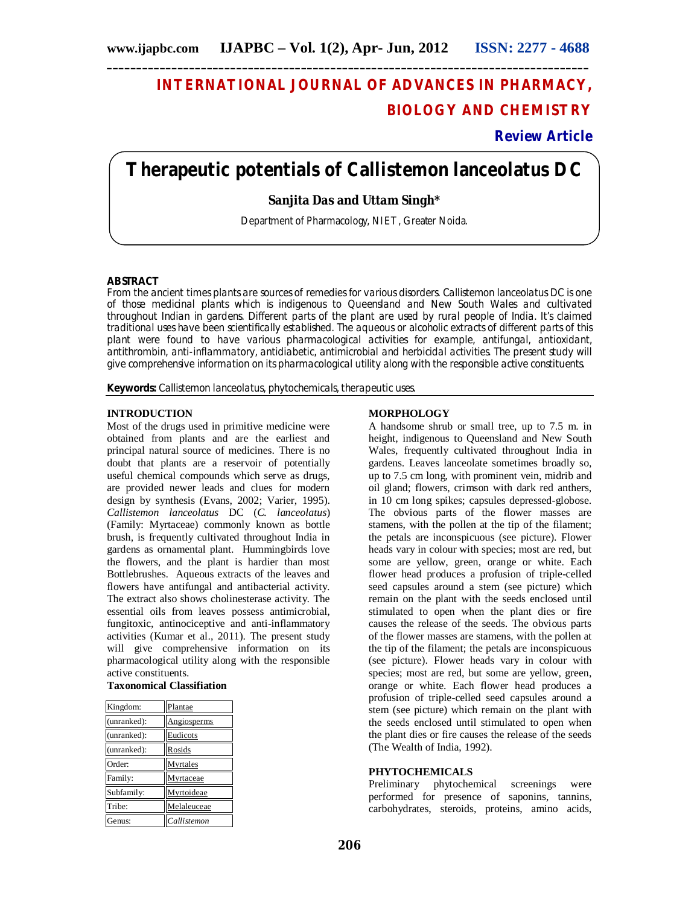# INTERNATIONAL JOURNAL OF ADVANCES IN PHARMACY, BIOLOGY AND CHEMISTRY

**Review Article**

# Therapeutic potentials of Callistemon lanceolatus DC

**Sanjita Das and Uttam Singh***

Department of Pharmacology, NIET, Greater Noida.

## ABSTRACT

From the ancient times plants are sources of remedies for various disorders. Callistemon lanceolatus DC is one of those medicinal plants which is indigenous to Queensland and New South Wales and cultivated throughout Indian in gardens. Different parts of the plant are used by rural people of India. It's claimed traditional uses have been scientifically established. The aqueous or alcoholic extracts of different parts of this plant were found to have various pharmacological activities for example, antifungal, antioxidant, antithrombin, anti-inflammatory, antidiabetic, antimicrobial and herbicidal activities. The present study will give comprehensive information on its pharmacological utility along with the responsible active constituents.

**Keywords:** Callistemon lanceolatus, phytochemicals, therapeutic uses.

## INTRODUCTION

Most of the drugs used in primitive medicine were obtained from plants and are the earliest and principal natural source of medicines. There is no doubt that plants are a reservoir of potentially useful chemical compounds which serve as drugs, are provided newer leads and clues for modern design by synthesis (Evans, 2002; Varier, 1995). *Callistemon lanceolatus* DC (*C. lanceolatus*) (Family: Myrtaceae) commonly known as bottle brush, is frequently cultivated throughout India in gardens as ornamental plant. Hummingbirds love the flowers, and the plant is hardier than most Bottlebrushes. Aqueous extracts of the leaves and flowers have antifungal and antibacterial activity. The extract also shows cholinesterase activity. The essential oils from leaves possess antimicrobial, fungitoxic, antinociceptive and anti-inflammatory activities (Kumar et al., 2011). The present study will give comprehensive information on its pharmacological utility along with the responsible active constituents.

### Taxonomical Classifiation

| | |
|---|---|
| Kingdom: | Plantae |
| (unranked): | Angiosperms |
| (unranked): | Eudicots |
| (unranked): | Rosids |
| Order: | Myrtales |
| Family: | Myrtaceae |
| Subfamily: | Myrtoideae |
| Tribe: | Melaleuceae |
| Genus: | *Callistemon* |

## MORPHOLOGY

A handsome shrub or small tree, up to 7.5 m. in height, indigenous to Queensland and New South Wales, frequently cultivated throughout India in gardens. Leaves lanceolate sometimes broadly so, up to 7.5 cm long, with prominent vein, midrib and oil gland; flowers, crimson with dark red anthers, in 10 cm long spikes; capsules depressed-globose. The obvious parts of the flower masses are stamens, with the pollen at the tip of the filament; the petals are inconspicuous (see picture). Flower heads vary in colour with species; most are red, but some are yellow, green, orange or white. Each flower head produces a profusion of triple-celled seed capsules around a stem (see picture) which remain on the plant with the seeds enclosed until stimulated to open when the plant dies or fire causes the release of the seeds. The obvious parts of the flower masses are stamens, with the pollen at the tip of the filament; the petals are inconspicuous (see picture). Flower heads vary in colour with species; most are red, but some are yellow, green, orange or white. Each flower head produces a profusion of triple-celled seed capsules around a stem (see picture) which remain on the plant with the seeds enclosed until stimulated to open when the plant dies or fire causes the release of the seeds (The Wealth of India, 1992).

## PHYTOCHEMICALS

Preliminary phytochemical screenings were performed for presence of saponins, tannins, carbohydrates, steroids, proteins, amino acids,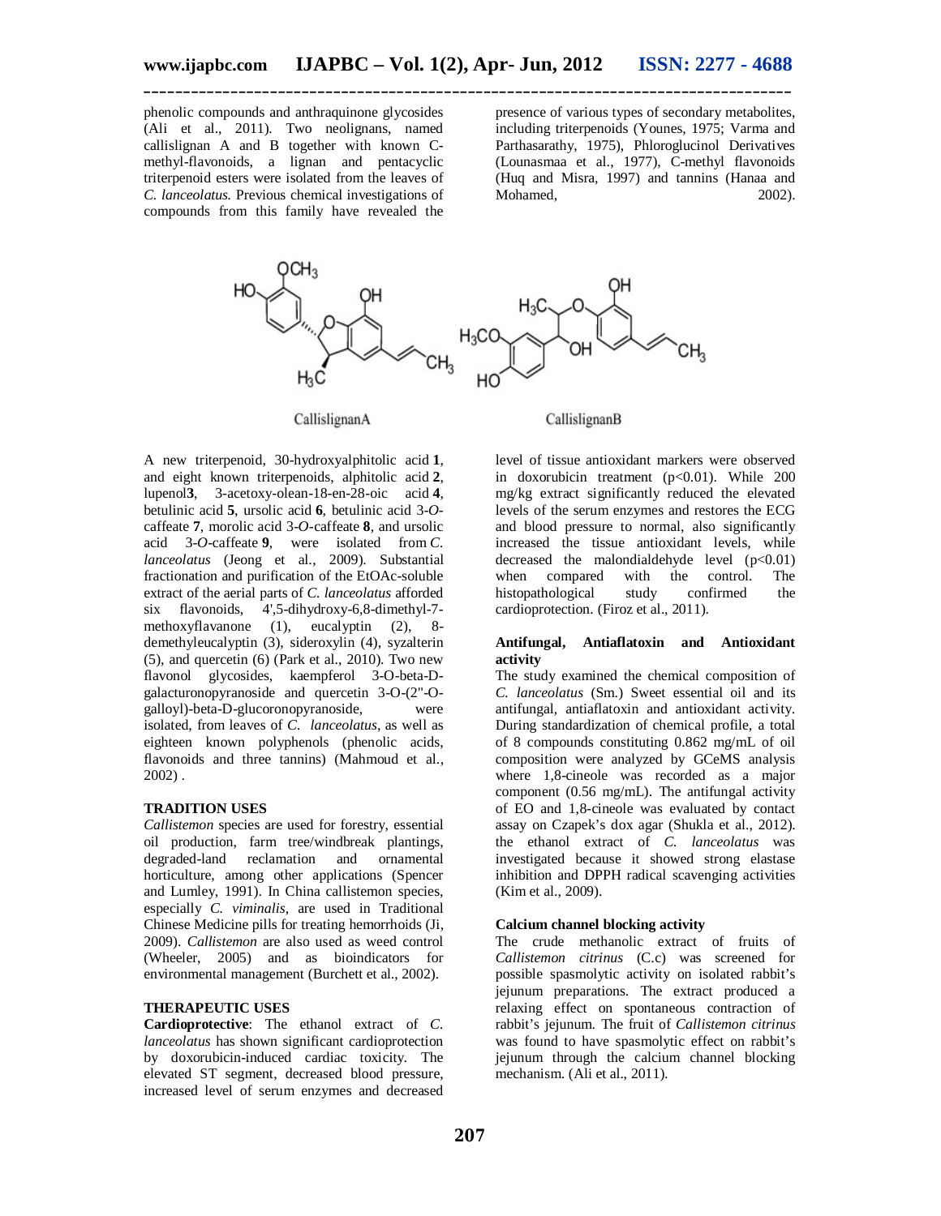phenolic compounds and anthraquinone glycosides (Ali et al., 2011). Two neolignans, named callislignan A and B together with known C-methyl-flavonoids, a lignan and pentacyclic triterpenoid esters were isolated from the leaves of *C. lanceolatus.* Previous chemical investigations of compounds from this family have revealed the presence of various types of secondary metabolites, including triterpenoids (Younes, 1975; Varma and Parthasarathy, 1975), Phloroglucinol Derivatives (Lounasmaa et al., 1977), C-methyl flavonoids (Huq and Misra, 1997) and tannins (Hanaa and Mohamed, 2002).

CallislignanA

CallislignanB

A new triterpenoid, 30-hydroxyalphitolic acid **1**, and eight known triterpenoids, alphitolic acid **2**, lupenol**3**, 3-acetoxy-olean-18-en-28-oic acid **4**, betulinic acid **5**, ursolic acid **6**, betulinic acid 3-*O*-caffeate **7**, morolic acid 3-*O*-caffeate **8**, and ursolic acid 3-*O*-caffeate **9**, were isolated from *C. lanceolatus* (Jeong et al., 2009). Substantial fractionation and purification of the EtOAc-soluble extract of the aerial parts of *C. lanceolatus* afforded six flavonoids, 4',5-dihydroxy-6,8-dimethyl-7-methoxyflavanone (1), eucalyptin (2), 8-demethyleucalyptin (3), sideroxylin (4), syzalterin (5), and quercetin (6) (Park et al., 2010). Two new flavonol glycosides, kaempferol 3-O-beta-D-galacturonopyranoside and quercetin 3-O-(2''-O-galloyl)-beta-D-glucoronopyranoside, were isolated, from leaves of *C. lanceolatus*, as well as eighteen known polyphenols (phenolic acids, flavonoids and three tannins) (Mahmoud et al., 2002) .

## TRADITION USES

*Callistemon* species are used for forestry, essential oil production, farm tree/windbreak plantings, degraded-land reclamation and ornamental horticulture, among other applications (Spencer and Lumley, 1991). In China callistemon species, especially *C. viminalis*, are used in Traditional Chinese Medicine pills for treating hemorrhoids (Ji, 2009). *Callistemon* are also used as weed control (Wheeler, 2005) and as bioindicators for environmental management (Burchett et al., 2002).

## THERAPEUTIC USES

**Cardioprotective**: The ethanol extract of *C. lanceolatus* has shown significant cardioprotection by doxorubicin-induced cardiac toxicity. The elevated ST segment, decreased blood pressure, increased level of serum enzymes and decreased level of tissue antioxidant markers were observed in doxorubicin treatment ($p<0.01$). While 200 mg/kg extract significantly reduced the elevated levels of the serum enzymes and restores the ECG and blood pressure to normal, also significantly increased the tissue antioxidant levels, while decreased the malondialdehyde level ($p<0.01$) when compared with the control. The histopathological study confirmed the cardioprotection. (Firoz et al., 2011).

### Antifungal, Antiaflatoxin and Antioxidant activity

The study examined the chemical composition of *C. lanceolatus* (Sm.) Sweet essential oil and its antifungal, antiaflatoxin and antioxidant activity. During standardization of chemical profile, a total of 8 compounds constituting 0.862 mg/mL of oil composition were analyzed by GCeMS analysis where 1,8-cineole was recorded as a major component (0.56 mg/mL). The antifungal activity of EO and 1,8-cineole was evaluated by contact assay on Czapek's dox agar (Shukla et al., 2012). the ethanol extract of *C. lanceolatus* was investigated because it showed strong elastase inhibition and DPPH radical scavenging activities (Kim et al., 2009).

### Calcium channel blocking activity

The crude methanolic extract of fruits of *Callistemon citrinus* (C.c) was screened for possible spasmolytic activity on isolated rabbit's jejunum preparations. The extract produced a relaxing effect on spontaneous contraction of rabbit's jejunum. The fruit of *Callistemon citrinus* was found to have spasmolytic effect on rabbit's jejunum through the calcium channel blocking mechanism. (Ali et al., 2011).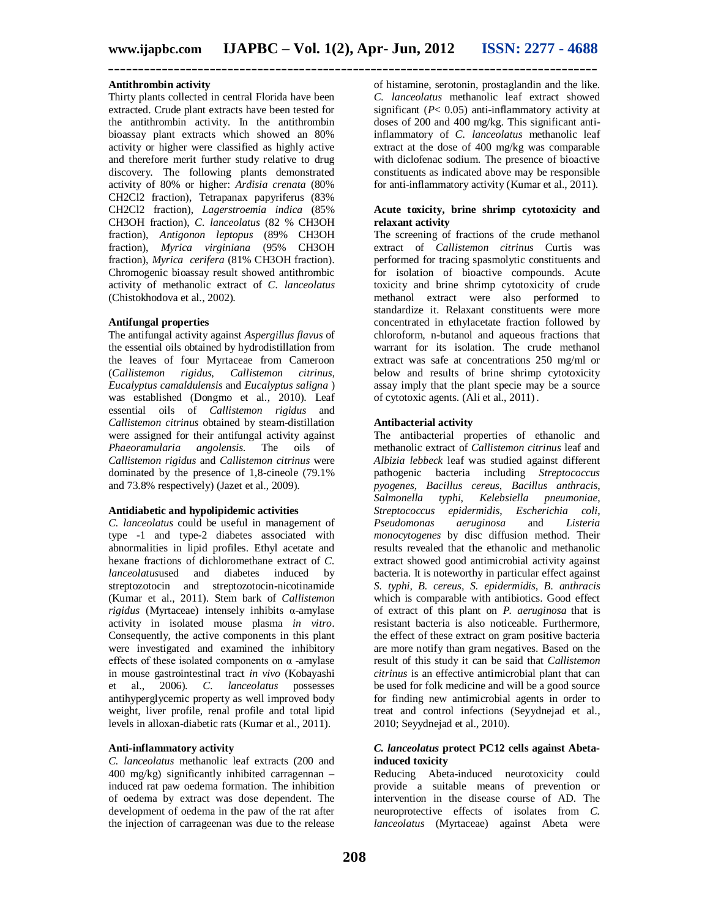### Antithrombin activity

Thirty plants collected in central Florida have been extracted. Crude plant extracts have been tested for the antithrombin activity. In the antithrombin bioassay plant extracts which showed an 80% activity or higher were classified as highly active and therefore merit further study relative to drug discovery. The following plants demonstrated activity of 80% or higher: *Ardisia crenata* (80% CH2Cl2 fraction), Tetrapanax papyriferus (83% CH2Cl2 fraction), *Lagerstroemia indica* (85% CH3OH fraction), *C. lanceolatus* (82 % CH3OH fraction), *Antigonon leptopus* (89% CH3OH fraction), *Myrica virginiana* (95% CH3OH fraction), *Myrica cerifera* (81% CH3OH fraction). Chromogenic bioassay result showed antithrombic activity of methanolic extract of *C. lanceolatus* (Chistokhodova et al., 2002).

### Antifungal properties

The antifungal activity against *Aspergillus flavus* of the essential oils obtained by hydrodistillation from the leaves of four Myrtaceae from Cameroon (*Callistemon rigidus*, *Callistemon citrinus*, *Eucalyptus camaldulensis* and *Eucalyptus saligna* ) was established (Dongmo et al., 2010). Leaf essential oils of *Callistemon rigidus* and *Callistemon citrinus* obtained by steam-distillation were assigned for their antifungal activity against *Phaeoramularia angolensis.* The oils of *Callistemon rigidus* and *Callistemon citrinus* were dominated by the presence of 1,8-cineole (79.1% and 73.8% respectively) (Jazet et al., 2009).

### Antidiabetic and hypolipidemic activities

*C. lanceolatus* could be useful in management of type -1 and type-2 diabetes associated with abnormalities in lipid profiles. Ethyl acetate and hexane fractions of dichloromethane extract of *C. lanceolatus*used and diabetes induced by streptozotocin and streptozotocin-nicotinamide (Kumar et al., 2011). Stem bark of *Callistemon rigidus* (Myrtaceae) intensely inhibits α-amylase activity in isolated mouse plasma *in vitro*. Consequently, the active components in this plant were investigated and examined the inhibitory effects of these isolated components on α -amylase in mouse gastrointestinal tract *in vivo* (Kobayashi et al., 2006). *C. lanceolatus* possesses antihyperglycemic property as well improved body weight, liver profile, renal profile and total lipid levels in alloxan-diabetic rats (Kumar et al., 2011).

### Anti-inflammatory activity

*C. lanceolatus* methanolic leaf extracts (200 and 400 mg/kg) significantly inhibited carragennan – induced rat paw oedema formation. The inhibition of oedema by extract was dose dependent. The development of oedema in the paw of the rat after the injection of carrageenan was due to the release of histamine, serotonin, prostaglandin and the like. *C. lanceolatus* methanolic leaf extract showed significant ($P< 0.05$) anti-inflammatory activity at doses of 200 and 400 mg/kg. This significant anti-inflammatory of *C. lanceolatus* methanolic leaf extract at the dose of 400 mg/kg was comparable with diclofenac sodium. The presence of bioactive constituents as indicated above may be responsible for anti-inflammatory activity (Kumar et al., 2011).

### Acute toxicity, brine shrimp cytotoxicity and relaxant activity

The screening of fractions of the crude methanol extract of *Callistemon citrinus* Curtis was performed for tracing spasmolytic constituents and for isolation of bioactive compounds. Acute toxicity and brine shrimp cytotoxicity of crude methanol extract were also performed to standardize it. Relaxant constituents were more concentrated in ethylacetate fraction followed by chloroform, n-butanol and aqueous fractions that warrant for its isolation. The crude methanol extract was safe at concentrations 250 mg/ml or below and results of brine shrimp cytotoxicity assay imply that the plant specie may be a source of cytotoxic agents. (Ali et al., 2011) .

### Antibacterial activity

The antibacterial properties of ethanolic and methanolic extract of *Callistemon citrinus* leaf and *Albizia lebbeck* leaf was studied against different pathogenic bacteria including *Streptococcus pyogenes*, *Bacillus cereus*, *Bacillus anthracis*, *Salmonella typhi, Kelebsiella pneumoniae*, *Streptococcus epidermidis*, *Escherichia coli*, *Pseudomonas aeruginosa* and *Listeria monocytogenes* by disc diffusion method. Their results revealed that the ethanolic and methanolic extract showed good antimicrobial activity against bacteria. It is noteworthy in particular effect against *S. typhi, B. cereus, S. epidermidis, B. anthracis* which is comparable with antibiotics. Good effect of extract of this plant on *P. aeruginosa* that is resistant bacteria is also noticeable. Furthermore, the effect of these extract on gram positive bacteria are more notify than gram negatives. Based on the result of this study it can be said that *Callistemon citrinus* is an effective antimicrobial plant that can be used for folk medicine and will be a good source for finding new antimicrobial agents in order to treat and control infections (Seyydnejad et al., 2010; Seyydnejad et al., 2010).

### *C. lanceolatus* protect PC12 cells against Abeta-induced toxicity

Reducing Abeta-induced neurotoxicity could provide a suitable means of prevention or intervention in the disease course of AD. The neuroprotective effects of isolates from *C. lanceolatus* (Myrtaceae) against Abeta were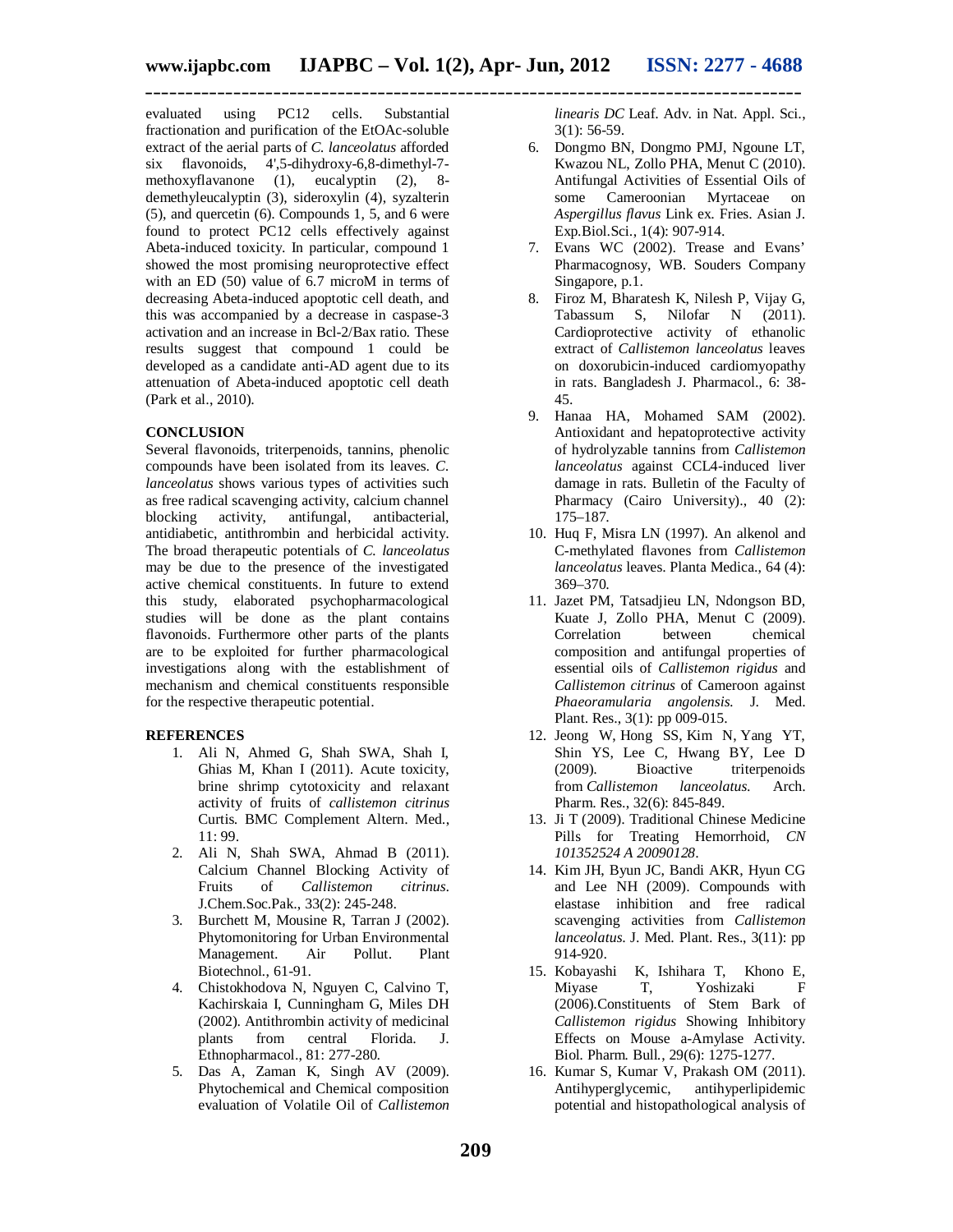evaluated using PC12 cells. Substantial fractionation and purification of the EtOAc-soluble extract of the aerial parts of *C. lanceolatus* afforded six flavonoids, 4',5-dihydroxy-6,8-dimethyl-7-methoxyflavanone (1), eucalyptin (2), 8-demethyleucalyptin (3), sideroxylin (4), syzalterin (5), and quercetin (6). Compounds 1, 5, and 6 were found to protect PC12 cells effectively against Abeta-induced toxicity. In particular, compound 1 showed the most promising neuroprotective effect with an ED (50) value of 6.7 microM in terms of decreasing Abeta-induced apoptotic cell death, and this was accompanied by a decrease in caspase-3 activation and an increase in Bcl-2/Bax ratio. These results suggest that compound 1 could be developed as a candidate anti-AD agent due to its attenuation of Abeta-induced apoptotic cell death (Park et al., 2010).

## CONCLUSION

Several flavonoids, triterpenoids, tannins, phenolic compounds have been isolated from its leaves. *C. lanceolatus* shows various types of activities such as free radical scavenging activity, calcium channel blocking activity, antifungal, antibacterial, antidiabetic, antithrombin and herbicidal activity. The broad therapeutic potentials of *C. lanceolatus* may be due to the presence of the investigated active chemical constituents. In future to extend this study, elaborated psychopharmacological studies will be done as the plant contains flavonoids. Furthermore other parts of the plants are to be exploited for further pharmacological investigations along with the establishment of mechanism and chemical constituents responsible for the respective therapeutic potential.

## REFERENCES

1. Ali N, Ahmed G, Shah SWA, Shah I, Ghias M, Khan I (2011). Acute toxicity, brine shrimp cytotoxicity and relaxant activity of fruits of *callistemon citrinus* Curtis. BMC Complement Altern. Med., 11: 99.
2. Ali N, Shah SWA, Ahmad B (2011). Calcium Channel Blocking Activity of Fruits of *Callistemon citrinus*. J.Chem.Soc.Pak., 33(2): 245-248.
3. Burchett M, Mousine R, Tarran J (2002). Phytomonitoring for Urban Environmental Management. Air Pollut. Plant Biotechnol., 61-91.
4. Chistokhodova N, Nguyen C, Calvino T, Kachirskaia I, Cunningham G, Miles DH (2002). Antithrombin activity of medicinal plants from central Florida. J. Ethnopharmacol., 81: 277-280.
5. Das A, Zaman K, Singh AV (2009). Phytochemical and Chemical composition evaluation of Volatile Oil of *Callistemon linearis DC* Leaf. Adv. in Nat. Appl. Sci., 3(1): 56-59.
6. Dongmo BN, Dongmo PMJ, Ngoune LT, Kwazou NL, Zollo PHA, Menut C (2010). Antifungal Activities of Essential Oils of some Cameroonian Myrtaceae on *Aspergillus flavus* Link ex. Fries. Asian J. Exp.Biol.Sci., 1(4): 907-914.
7. Evans WC (2002). Trease and Evans' Pharmacognosy, WB. Souders Company Singapore, p.1.
8. Firoz M, Bharatesh K, Nilesh P, Vijay G, Tabassum S, Nilofar N (2011). Cardioprotective activity of ethanolic extract of *Callistemon lanceolatus* leaves on doxorubicin-induced cardiomyopathy in rats. Bangladesh J. Pharmacol., 6: 38-45.
9. Hanaa HA, Mohamed SAM (2002). Antioxidant and hepatoprotective activity of hydrolyzable tannins from *Callistemon lanceolatus* against CCL4-induced liver damage in rats. Bulletin of the Faculty of Pharmacy (Cairo University)., 40 (2): 175–187.
10. Huq F, Misra LN (1997). An alkenol and C-methylated flavones from *Callistemon lanceolatus* leaves. Planta Medica., 64 (4): 369–370.
11. Jazet PM, Tatsadjieu LN, Ndongson BD, Kuate J, Zollo PHA, Menut C (2009). Correlation between chemical composition and antifungal properties of essential oils of *Callistemon rigidus* and *Callistemon citrinus* of Cameroon against *Phaeoramularia angolensis*. J. Med. Plant. Res., 3(1): pp 009-015.
12. Jeong W, Hong SS, Kim N, Yang YT, Shin YS, Lee C, Hwang BY, Lee D (2009). Bioactive triterpenoids from *Callistemon lanceolatus*. Arch. Pharm. Res., 32(6): 845-849.
13. Ji T (2009). Traditional Chinese Medicine Pills for Treating Hemorrhoid, *CN 101352524 A 20090128*.
14. Kim JH, Byun JC, Bandi AKR, Hyun CG and Lee NH (2009). Compounds with elastase inhibition and free radical scavenging activities from *Callistemon lanceolatus*. J. Med. Plant. Res., 3(11): pp 914-920.
15. Kobayashi K, Ishihara T, Khono E, Miyase T, Yoshizaki F (2006).Constituents of Stem Bark of *Callistemon rigidus* Showing Inhibitory Effects on Mouse a-Amylase Activity. Biol. Pharm. Bull., 29(6): 1275-1277.
16. Kumar S, Kumar V, Prakash OM (2011). Antihyperglycemic, antihyperlipidemic potential and histopathological analysis of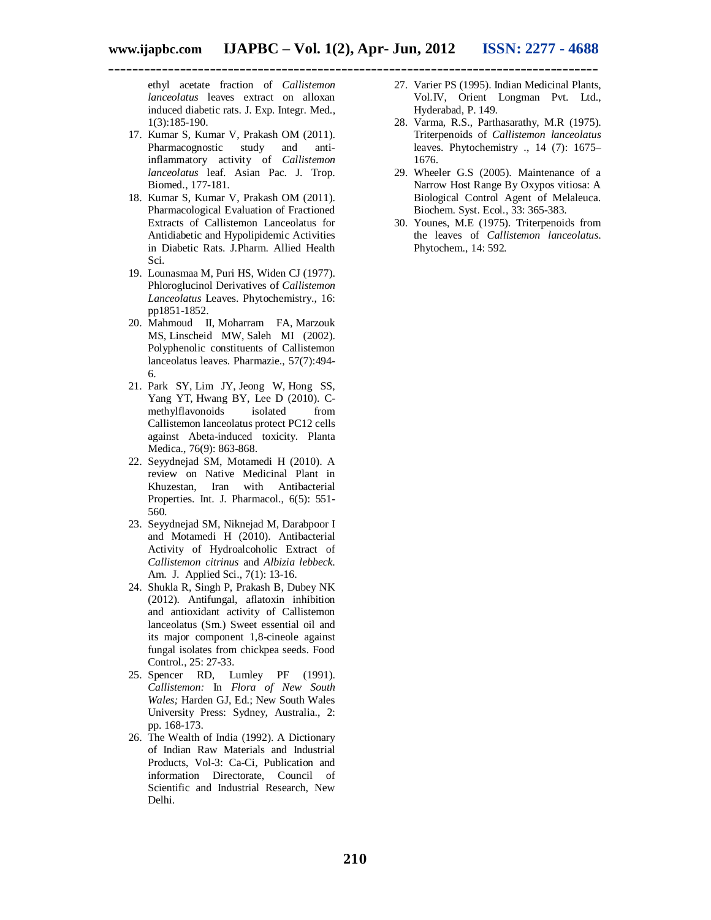ethyl acetate fraction of *Callistemon lanceolatus* leaves extract on alloxan induced diabetic rats. J. Exp. Integr. Med., 1(3):185-190.

17. Kumar S, Kumar V, Prakash OM (2011). Pharmacognostic study and anti-inflammatory activity of *Callistemon lanceolatus* leaf. Asian Pac. J. Trop. Biomed., 177-181.
18. Kumar S, Kumar V, Prakash OM (2011). Pharmacological Evaluation of Fractioned Extracts of Callistemon Lanceolatus for Antidiabetic and Hypolipidemic Activities in Diabetic Rats. J.Pharm. Allied Health Sci.
19. Lounasmaa M, Puri HS, Widen CJ (1977). Phloroglucinol Derivatives of *Callistemon Lanceolatus* Leaves. Phytochemistry., 16: pp1851-1852.
20. Mahmoud II, Moharram FA, Marzouk MS, Linscheid MW, Saleh MI (2002). Polyphenolic constituents of Callistemon lanceolatus leaves. Pharmazie., 57(7):494-6.
21. Park SY, Lim JY, Jeong W, Hong SS, Yang YT, Hwang BY, Lee D (2010). C-methylflavonoids isolated from Callistemon lanceolatus protect PC12 cells against Abeta-induced toxicity. Planta Medica., 76(9): 863-868.
22. Seyydnejad SM, Motamedi H (2010). A review on Native Medicinal Plant in Khuzestan, Iran with Antibacterial Properties. Int. J. Pharmacol., 6(5): 551-560.
23. Seyydnejad SM, Niknejad M, Darabpoor I and Motamedi H (2010). Antibacterial Activity of Hydroalcoholic Extract of *Callistemon citrinus* and *Albizia lebbeck*. Am. J. Applied Sci., 7(1): 13-16.
24. Shukla R, Singh P, Prakash B, Dubey NK (2012). Antifungal, aflatoxin inhibition and antioxidant activity of Callistemon lanceolatus (Sm.) Sweet essential oil and its major component 1,8-cineole against fungal isolates from chickpea seeds. Food Control., 25: 27-33.
25. Spencer RD, Lumley PF (1991). *Callistemon:* In *Flora of New South Wales;* Harden GJ, Ed.; New South Wales University Press: Sydney, Australia., 2: pp. 168-173.
26. The Wealth of India (1992). A Dictionary of Indian Raw Materials and Industrial Products, Vol-3: Ca-Ci, Publication and information Directorate, Council of Scientific and Industrial Research, New Delhi.
27. Varier PS (1995). Indian Medicinal Plants, Vol.IV, Orient Longman Pvt. Ltd., Hyderabad, P. 149.
28. Varma, R.S., Parthasarathy, M.R (1975). Triterpenoids of *Callistemon lanceolatus* leaves. Phytochemistry ., 14 (7): 1675–1676.
29. Wheeler G.S (2005). Maintenance of a Narrow Host Range By Oxypos vitiosa: A Biological Control Agent of Melaleuca. Biochem. Syst. Ecol., 33: 365-383.
30. Younes, M.E (1975). Triterpenoids from the leaves of *Callistemon lanceolatus*. Phytochem., 14: 592.